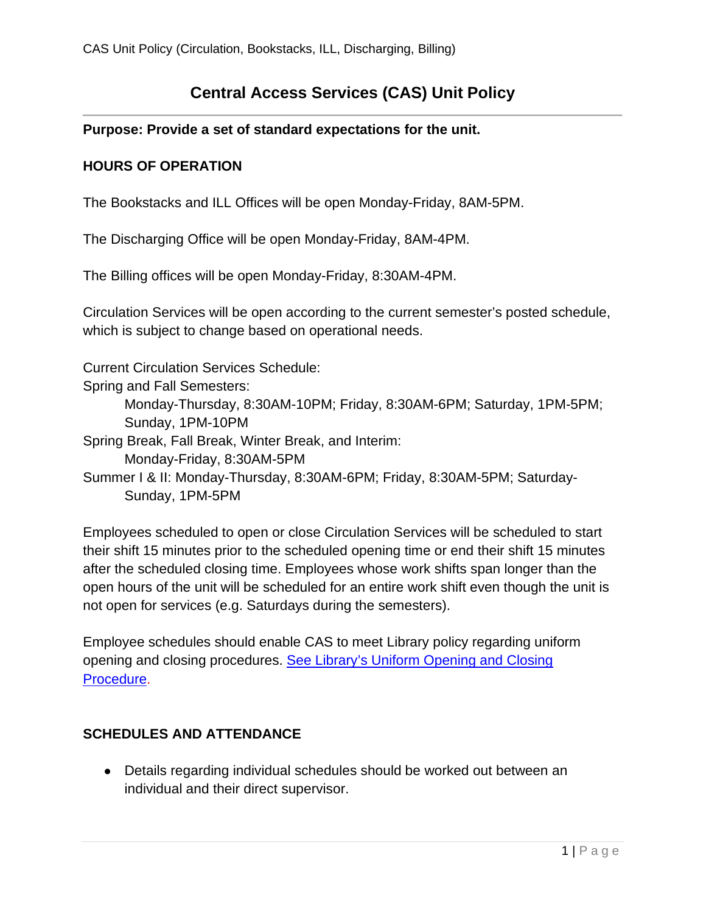# Central Access Services (CAS) Unit Policy

**Purpose: Provide a set of standard expectations for the unit.**

## HOURS OF OPERATION

The Bookstacks and ILL Offices will be open Monday-Friday, 8AM-5PM.

The Discharging Office will be open Monday-Friday, 8AM-4PM.

The Billing offices will be open Monday-Friday, 8:30AM-4PM.

Circulation Services will be open according to the current semester's posted schedule, which is subject to change based on operational needs.

Current Circulation Services Schedule:
Spring and Fall Semesters:
    Monday-Thursday, 8:30AM-10PM; Friday, 8:30AM-6PM; Saturday, 1PM-5PM; Sunday, 1PM-10PM
Spring Break, Fall Break, Winter Break, and Interim:
    Monday-Friday, 8:30AM-5PM
Summer I & II: Monday-Thursday, 8:30AM-6PM; Friday, 8:30AM-5PM; Saturday-Sunday, 1PM-5PM

Employees scheduled to open or close Circulation Services will be scheduled to start their shift 15 minutes prior to the scheduled opening time or end their shift 15 minutes after the scheduled closing time. Employees whose work shifts span longer than the open hours of the unit will be scheduled for an entire work shift even though the unit is not open for services (e.g. Saturdays during the semesters).

Employee schedules should enable CAS to meet Library policy regarding uniform opening and closing procedures. [See Library's Uniform Opening and Closing Procedure].

## SCHEDULES AND ATTENDANCE

- Details regarding individual schedules should be worked out between an individual and their direct supervisor.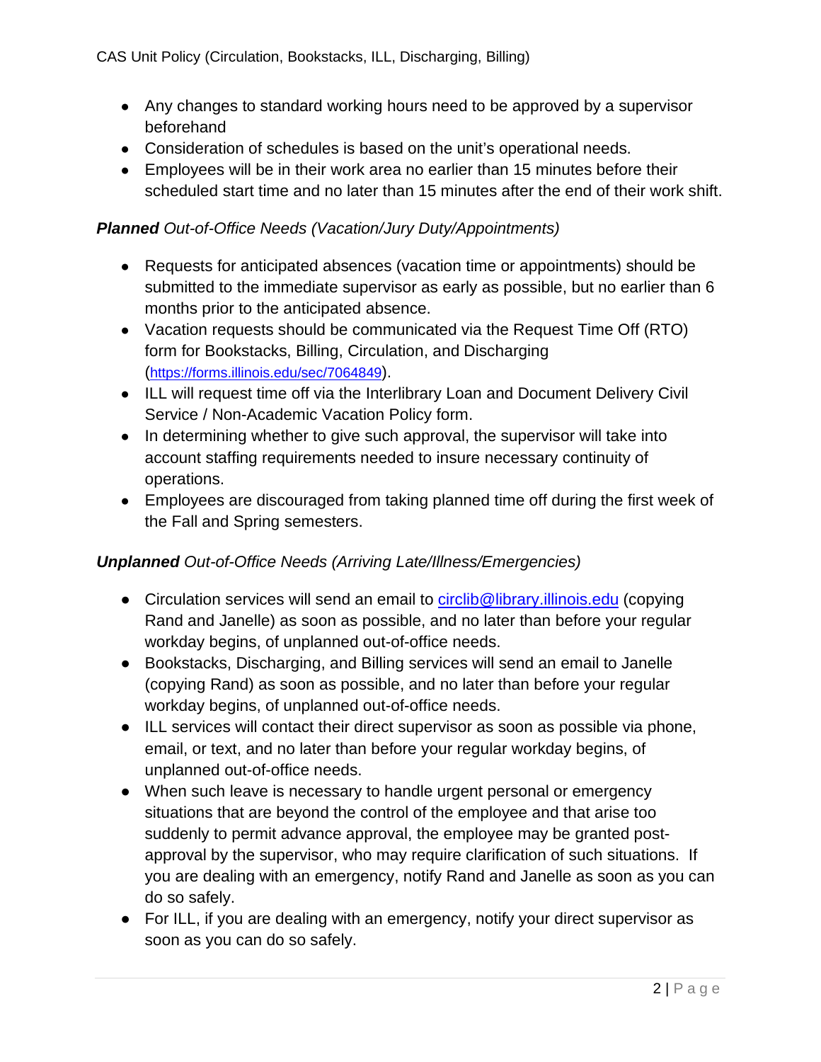- Any changes to standard working hours need to be approved by a supervisor beforehand
- Consideration of schedules is based on the unit's operational needs.
- Employees will be in their work area no earlier than 15 minutes before their scheduled start time and no later than 15 minutes after the end of their work shift.

### ***Planned*** *Out-of-Office Needs (Vacation/Jury Duty/Appointments)*

- Requests for anticipated absences (vacation time or appointments) should be submitted to the immediate supervisor as early as possible, but no earlier than 6 months prior to the anticipated absence.
- Vacation requests should be communicated via the Request Time Off (RTO) form for Bookstacks, Billing, Circulation, and Discharging (https://forms.illinois.edu/sec/7064849).
- ILL will request time off via the Interlibrary Loan and Document Delivery Civil Service / Non-Academic Vacation Policy form.
- In determining whether to give such approval, the supervisor will take into account staffing requirements needed to insure necessary continuity of operations.
- Employees are discouraged from taking planned time off during the first week of the Fall and Spring semesters.

### ***Unplanned*** *Out-of-Office Needs (Arriving Late/Illness/Emergencies)*

- Circulation services will send an email to circlib@library.illinois.edu (copying Rand and Janelle) as soon as possible, and no later than before your regular workday begins, of unplanned out-of-office needs.
- Bookstacks, Discharging, and Billing services will send an email to Janelle (copying Rand) as soon as possible, and no later than before your regular workday begins, of unplanned out-of-office needs.
- ILL services will contact their direct supervisor as soon as possible via phone, email, or text, and no later than before your regular workday begins, of unplanned out-of-office needs.
- When such leave is necessary to handle urgent personal or emergency situations that are beyond the control of the employee and that arise too suddenly to permit advance approval, the employee may be granted post-approval by the supervisor, who may require clarification of such situations. If you are dealing with an emergency, notify Rand and Janelle as soon as you can do so safely.
- For ILL, if you are dealing with an emergency, notify your direct supervisor as soon as you can do so safely.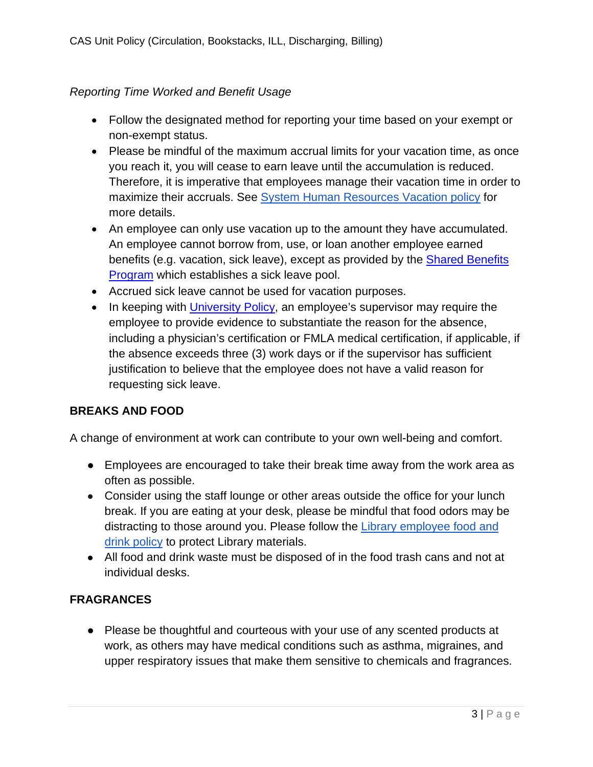*Reporting Time Worked and Benefit Usage*

- Follow the designated method for reporting your time based on your exempt or non-exempt status.
- Please be mindful of the maximum accrual limits for your vacation time, as once you reach it, you will cease to earn leave until the accumulation is reduced. Therefore, it is imperative that employees manage their vacation time in order to maximize their accruals. See [System Human Resources Vacation policy]() for more details.
- An employee can only use vacation up to the amount they have accumulated. An employee cannot borrow from, use, or loan another employee earned benefits (e.g. vacation, sick leave), except as provided by the [Shared Benefits Program]() which establishes a sick leave pool.
- Accrued sick leave cannot be used for vacation purposes.
- In keeping with [University Policy](), an employee's supervisor may require the employee to provide evidence to substantiate the reason for the absence, including a physician's certification or FMLA medical certification, if applicable, if the absence exceeds three (3) work days or if the supervisor has sufficient justification to believe that the employee does not have a valid reason for requesting sick leave.

## BREAKS AND FOOD

A change of environment at work can contribute to your own well-being and comfort.

- Employees are encouraged to take their break time away from the work area as often as possible.
- Consider using the staff lounge or other areas outside the office for your lunch break. If you are eating at your desk, please be mindful that food odors may be distracting to those around you. Please follow the [Library employee food and drink policy]() to protect Library materials.
- All food and drink waste must be disposed of in the food trash cans and not at individual desks.

## FRAGRANCES

- Please be thoughtful and courteous with your use of any scented products at work, as others may have medical conditions such as asthma, migraines, and upper respiratory issues that make them sensitive to chemicals and fragrances.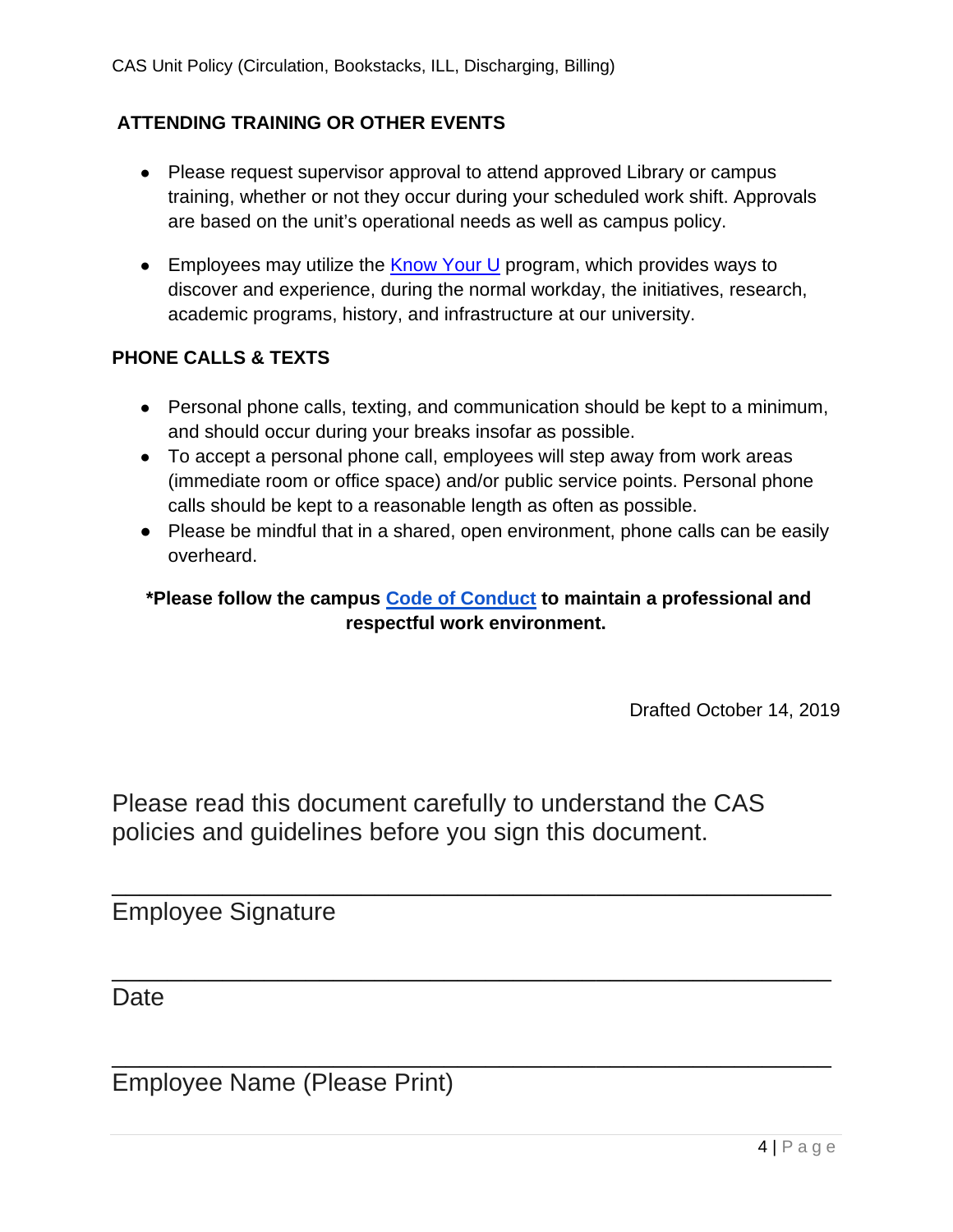### ATTENDING TRAINING OR OTHER EVENTS

- Please request supervisor approval to attend approved Library or campus training, whether or not they occur during your scheduled work shift. Approvals are based on the unit's operational needs as well as campus policy.

- Employees may utilize the Know Your U program, which provides ways to discover and experience, during the normal workday, the initiatives, research, academic programs, history, and infrastructure at our university.

### PHONE CALLS & TEXTS

- Personal phone calls, texting, and communication should be kept to a minimum, and should occur during your breaks insofar as possible.
- To accept a personal phone call, employees will step away from work areas (immediate room or office space) and/or public service points. Personal phone calls should be kept to a reasonable length as often as possible.
- Please be mindful that in a shared, open environment, phone calls can be easily overheard.

**\*Please follow the campus Code of Conduct to maintain a professional and respectful work environment.**

Drafted October 14, 2019

Please read this document carefully to understand the CAS policies and guidelines before you sign this document.

______________________________________________

Employee Signature

______________________________________________

Date

______________________________________________

Employee Name (Please Print)